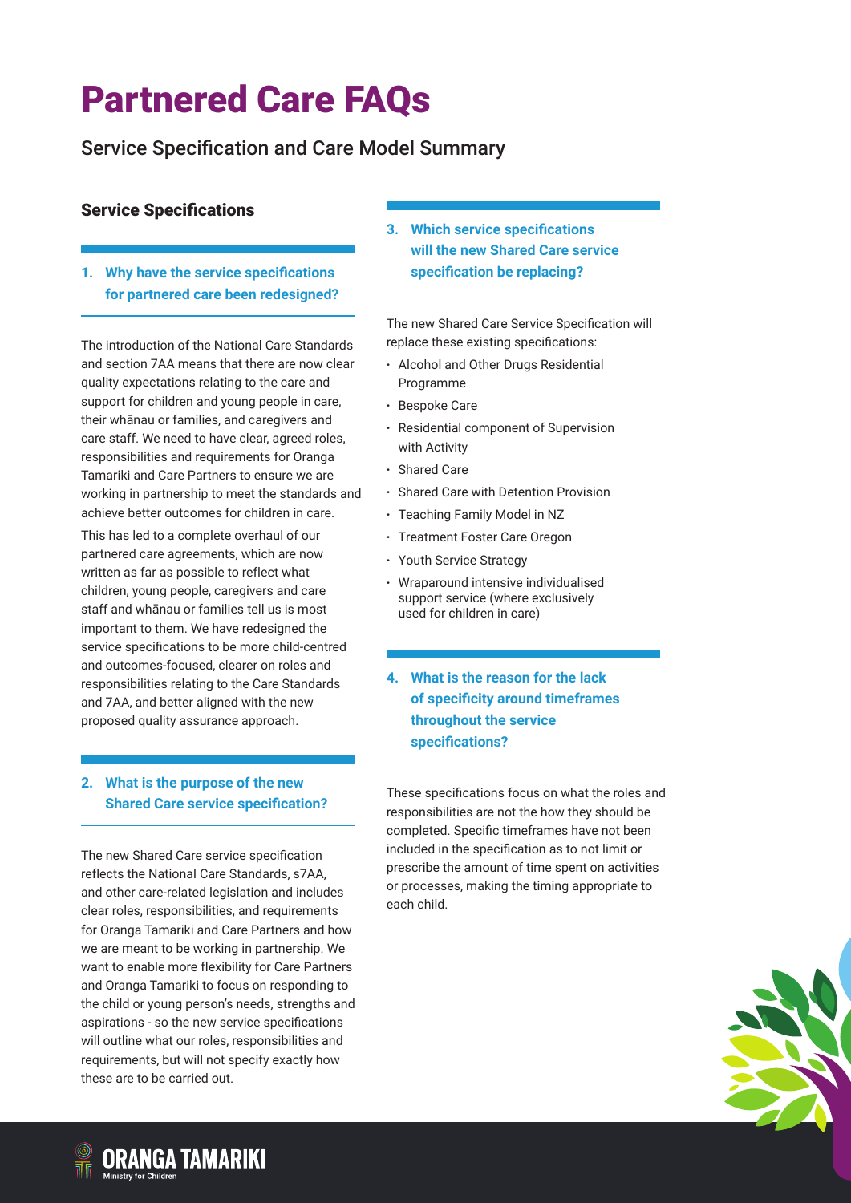# Partnered Care FAQs

Service Specification and Care Model Summary

## Service Specifications

### 1. Why have the service specifications for partnered care been redesigned?

The introduction of the National Care Standards and section 7AA means that there are now clear quality expectations relating to the care and support for children and young people in care, their whānau or families, and caregivers and care staff. We need to have clear, agreed roles, responsibilities and requirements for Oranga Tamariki and Care Partners to ensure we are working in partnership to meet the standards and achieve better outcomes for children in care.

This has led to a complete overhaul of our partnered care agreements, which are now written as far as possible to reflect what children, young people, caregivers and care staff and whānau or families tell us is most important to them. We have redesigned the service specifications to be more child-centred and outcomes-focused, clearer on roles and responsibilities relating to the Care Standards and 7AA, and better aligned with the new proposed quality assurance approach.

### 2. What is the purpose of the new Shared Care service specification?

The new Shared Care service specification reflects the National Care Standards, s7AA, and other care-related legislation and includes clear roles, responsibilities, and requirements for Oranga Tamariki and Care Partners and how we are meant to be working in partnership. We want to enable more flexibility for Care Partners and Oranga Tamariki to focus on responding to the child or young person's needs, strengths and aspirations - so the new service specifications will outline what our roles, responsibilities and requirements, but will not specify exactly how these are to be carried out.

### 3. Which service specifications will the new Shared Care service specification be replacing?

The new Shared Care Service Specification will replace these existing specifications:

- Alcohol and Other Drugs Residential Programme
- Bespoke Care
- Residential component of Supervision with Activity
- Shared Care
- Shared Care with Detention Provision
- Teaching Family Model in NZ
- Treatment Foster Care Oregon
- Youth Service Strategy
- Wraparound intensive individualised support service (where exclusively used for children in care)

### 4. What is the reason for the lack of specificity around timeframes throughout the service specifications?

These specifications focus on what the roles and responsibilities are not the how they should be completed. Specific timeframes have not been included in the specification as to not limit or prescribe the amount of time spent on activities or processes, making the timing appropriate to each child.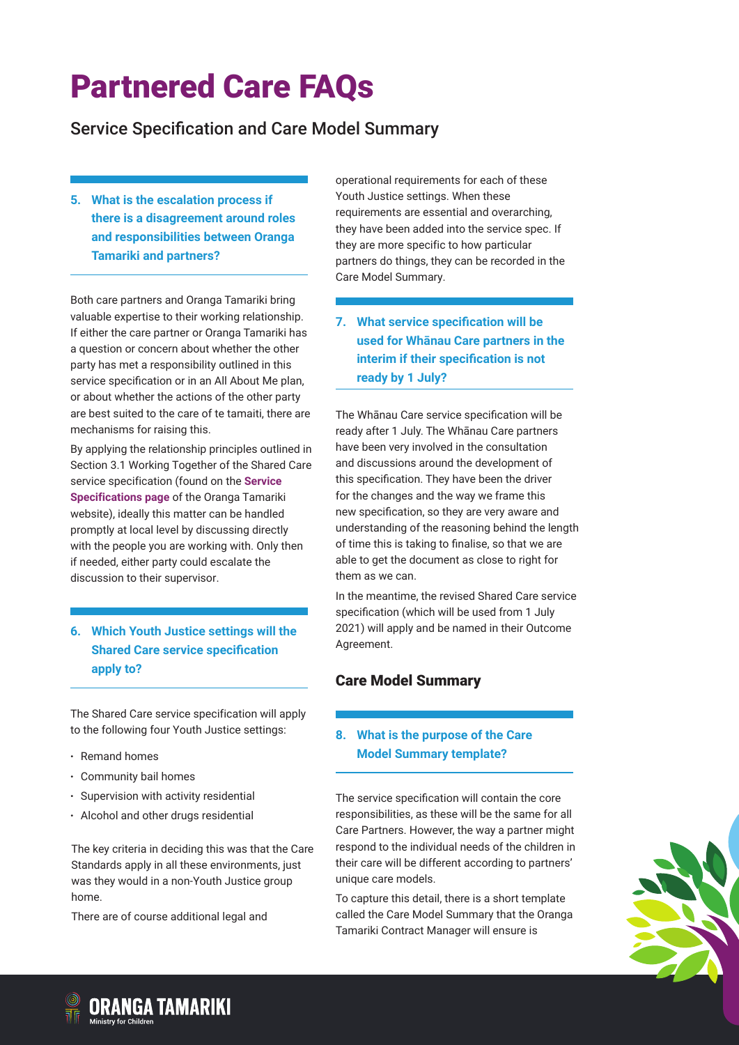# Partnered Care FAQs

## Service Specification and Care Model Summary

### 5. What is the escalation process if there is a disagreement around roles and responsibilities between Oranga Tamariki and partners?

Both care partners and Oranga Tamariki bring valuable expertise to their working relationship. If either the care partner or Oranga Tamariki has a question or concern about whether the other party has met a responsibility outlined in this service specification or in an All About Me plan, or about whether the actions of the other party are best suited to the care of te tamaiti, there are mechanisms for raising this.

By applying the relationship principles outlined in Section 3.1 Working Together of the Shared Care service specification (found on the **Service Specifications page** of the Oranga Tamariki website), ideally this matter can be handled promptly at local level by discussing directly with the people you are working with. Only then if needed, either party could escalate the discussion to their supervisor.

### 6. Which Youth Justice settings will the Shared Care service specification apply to?

The Shared Care service specification will apply to the following four Youth Justice settings:

- Remand homes
- Community bail homes
- Supervision with activity residential
- Alcohol and other drugs residential

The key criteria in deciding this was that the Care Standards apply in all these environments, just was they would in a non-Youth Justice group home.

There are of course additional legal and operational requirements for each of these Youth Justice settings. When these requirements are essential and overarching, they have been added into the service spec. If they are more specific to how particular partners do things, they can be recorded in the Care Model Summary.

### 7. What service specification will be used for Whānau Care partners in the interim if their specification is not ready by 1 July?

The Whānau Care service specification will be ready after 1 July. The Whānau Care partners have been very involved in the consultation and discussions around the development of this specification. They have been the driver for the changes and the way we frame this new specification, so they are very aware and understanding of the reasoning behind the length of time this is taking to finalise, so that we are able to get the document as close to right for them as we can.

In the meantime, the revised Shared Care service specification (which will be used from 1 July 2021) will apply and be named in their Outcome Agreement.

## Care Model Summary

### 8. What is the purpose of the Care Model Summary template?

The service specification will contain the core responsibilities, as these will be the same for all Care Partners. However, the way a partner might respond to the individual needs of the children in their care will be different according to partners' unique care models.

To capture this detail, there is a short template called the Care Model Summary that the Oranga Tamariki Contract Manager will ensure is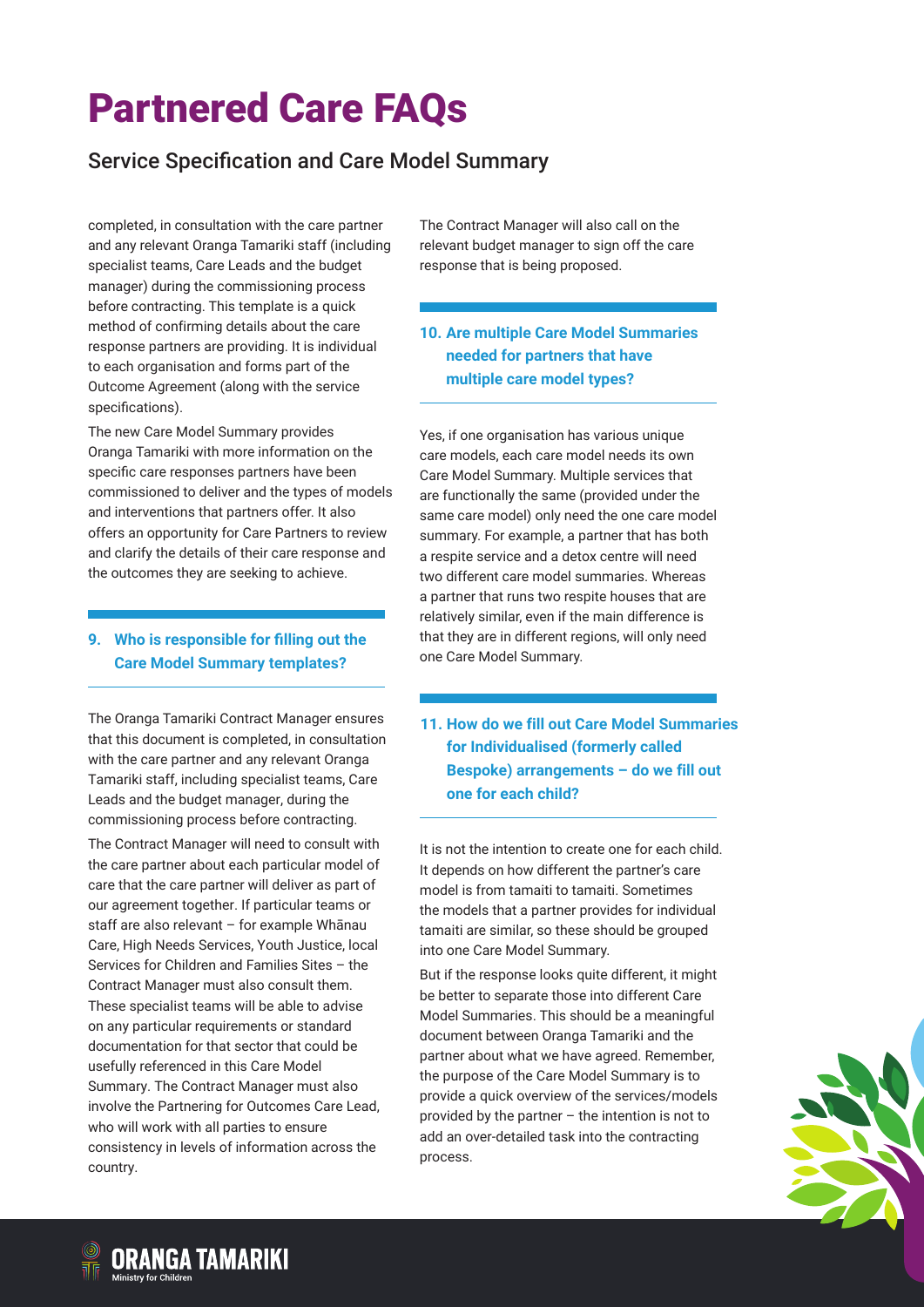# Partnered Care FAQs

## Service Specification and Care Model Summary

completed, in consultation with the care partner and any relevant Oranga Tamariki staff (including specialist teams, Care Leads and the budget manager) during the commissioning process before contracting. This template is a quick method of confirming details about the care response partners are providing. It is individual to each organisation and forms part of the Outcome Agreement (along with the service specifications).

The new Care Model Summary provides Oranga Tamariki with more information on the specific care responses partners have been commissioned to deliver and the types of models and interventions that partners offer. It also offers an opportunity for Care Partners to review and clarify the details of their care response and the outcomes they are seeking to achieve.

### 9. Who is responsible for filling out the Care Model Summary templates?

The Oranga Tamariki Contract Manager ensures that this document is completed, in consultation with the care partner and any relevant Oranga Tamariki staff, including specialist teams, Care Leads and the budget manager, during the commissioning process before contracting.

The Contract Manager will need to consult with the care partner about each particular model of care that the care partner will deliver as part of our agreement together. If particular teams or staff are also relevant – for example Whānau Care, High Needs Services, Youth Justice, local Services for Children and Families Sites – the Contract Manager must also consult them. These specialist teams will be able to advise on any particular requirements or standard documentation for that sector that could be usefully referenced in this Care Model Summary. The Contract Manager must also involve the Partnering for Outcomes Care Lead, who will work with all parties to ensure consistency in levels of information across the country.

The Contract Manager will also call on the relevant budget manager to sign off the care response that is being proposed.

### 10. Are multiple Care Model Summaries needed for partners that have multiple care model types?

Yes, if one organisation has various unique care models, each care model needs its own Care Model Summary. Multiple services that are functionally the same (provided under the same care model) only need the one care model summary. For example, a partner that has both a respite service and a detox centre will need two different care model summaries. Whereas a partner that runs two respite houses that are relatively similar, even if the main difference is that they are in different regions, will only need one Care Model Summary.

### 11. How do we fill out Care Model Summaries for Individualised (formerly called Bespoke) arrangements – do we fill out one for each child?

It is not the intention to create one for each child. It depends on how different the partner's care model is from tamaiti to tamaiti. Sometimes the models that a partner provides for individual tamaiti are similar, so these should be grouped into one Care Model Summary.

But if the response looks quite different, it might be better to separate those into different Care Model Summaries. This should be a meaningful document between Oranga Tamariki and the partner about what we have agreed. Remember, the purpose of the Care Model Summary is to provide a quick overview of the services/models provided by the partner – the intention is not to add an over-detailed task into the contracting process.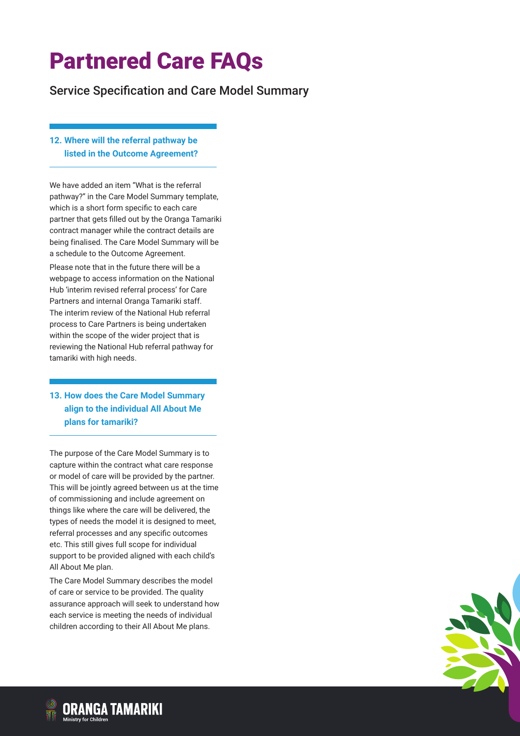# Partnered Care FAQs

## Service Specification and Care Model Summary

### 12. Where will the referral pathway be listed in the Outcome Agreement?

We have added an item “What is the referral pathway?” in the Care Model Summary template, which is a short form specific to each care partner that gets filled out by the Oranga Tamariki contract manager while the contract details are being finalised. The Care Model Summary will be a schedule to the Outcome Agreement.

Please note that in the future there will be a webpage to access information on the National Hub ‘interim revised referral process’ for Care Partners and internal Oranga Tamariki staff. The interim review of the National Hub referral process to Care Partners is being undertaken within the scope of the wider project that is reviewing the National Hub referral pathway for tamariki with high needs.

### 13. How does the Care Model Summary align to the individual All About Me plans for tamariki?

The purpose of the Care Model Summary is to capture within the contract what care response or model of care will be provided by the partner. This will be jointly agreed between us at the time of commissioning and include agreement on things like where the care will be delivered, the types of needs the model it is designed to meet, referral processes and any specific outcomes etc. This still gives full scope for individual support to be provided aligned with each child’s All About Me plan.

The Care Model Summary describes the model of care or service to be provided. The quality assurance approach will seek to understand how each service is meeting the needs of individual children according to their All About Me plans.